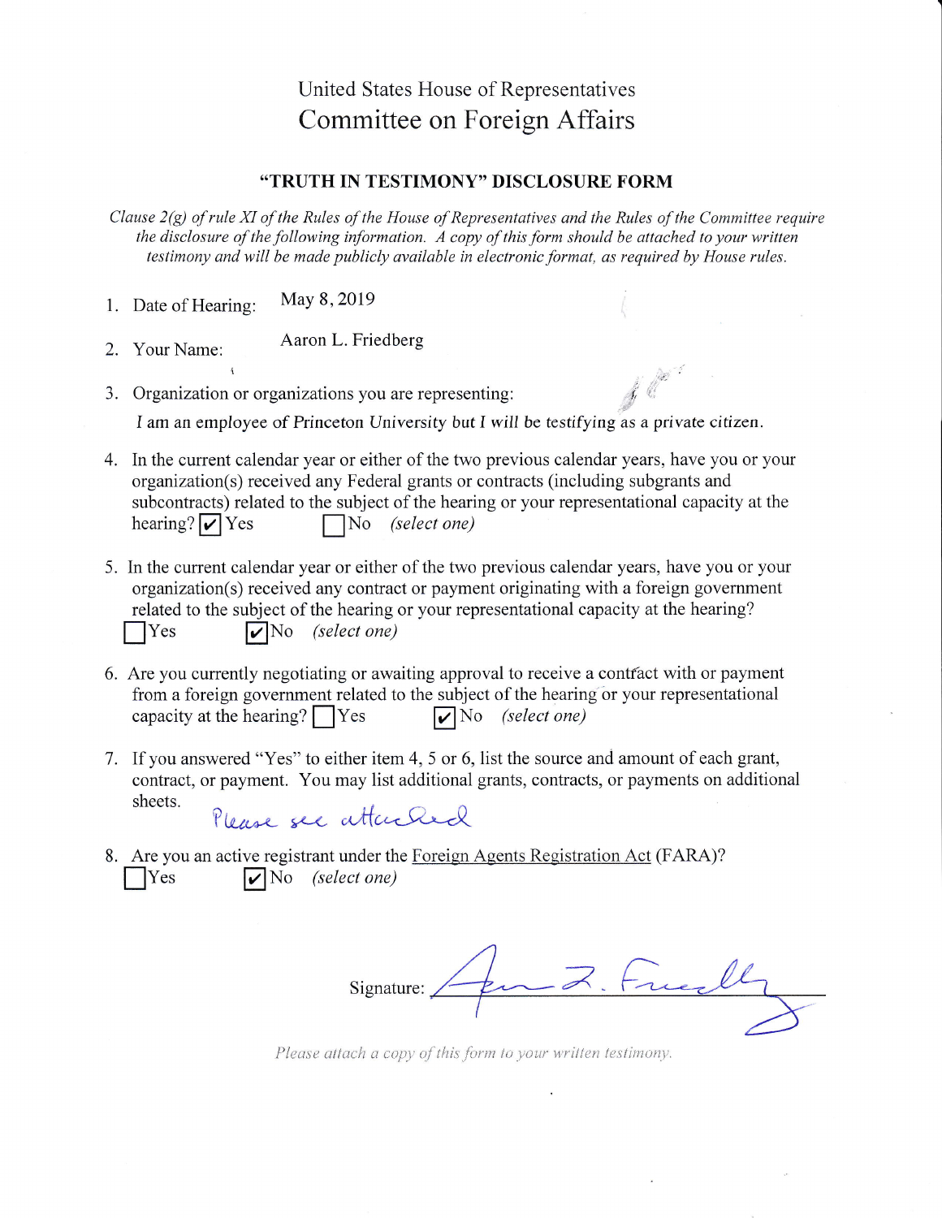United States House of Representatives

# Committee on Foreign Affairs

## "TRUTH IN TESTIMONY" DISCLOSURE FORM

*Clause 2(g) of rule XI of the Rules of the House of Representatives and the Rules of the Committee require the disclosure of the following information. A copy of this form should be attached to your written testimony and will be made publicly available in electronic format, as required by House rules.*

1. Date of Hearing: May 8, 2019

2. Your Name: Aaron L. Friedberg

3. Organization or organizations you are representing:

   *I am an employee of Princeton University but I will be testifying as a private citizen.*

4. In the current calendar year or either of the two previous calendar years, have you or your organization(s) received any Federal grants or contracts (including subgrants and subcontracts) related to the subject of the hearing or your representational capacity at the hearing? ☑ Yes ☐ No *(select one)*

5. In the current calendar year or either of the two previous calendar years, have you or your organization(s) received any contract or payment originating with a foreign government related to the subject of the hearing or your representational capacity at the hearing?
   ☐ Yes ☑ No *(select one)*

6. Are you currently negotiating or awaiting approval to receive a contract with or payment from a foreign government related to the subject of the hearing or your representational capacity at the hearing? ☐ Yes ☑ No *(select one)*

7. If you answered "Yes" to either item 4, 5 or 6, list the source and amount of each grant, contract, or payment. You may list additional grants, contracts, or payments on additional sheets.

   Please see attached

8. Are you an active registrant under the Foreign Agents Registration Act (FARA)?
   ☐ Yes ☑ No *(select one)*

Signature: Aaron L. Friedberg

*Please attach a copy of this form to your written testimony.*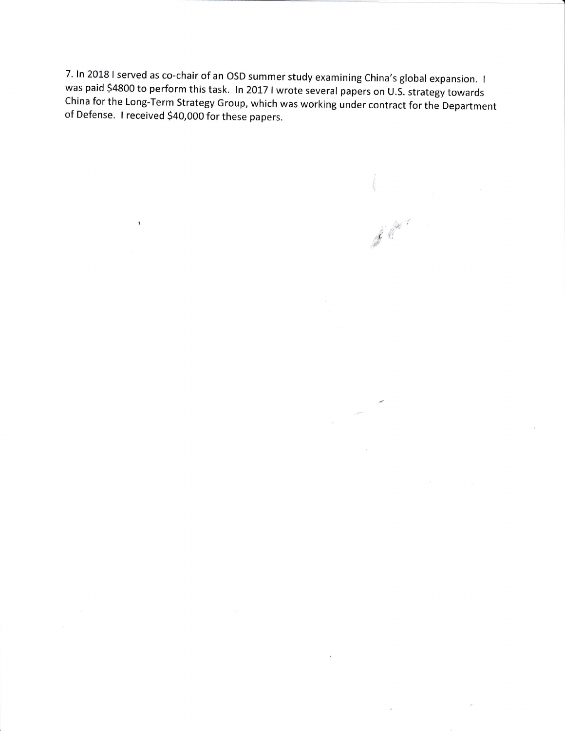7. In 2018 I served as co-chair of an OSD summer study examining China's global expansion. I was paid $4800 to perform this task. In 2017 I wrote several papers on U.S. strategy towards China for the Long-Term Strategy Group, which was working under contract for the Department of Defense. I received $40,000 for these papers.